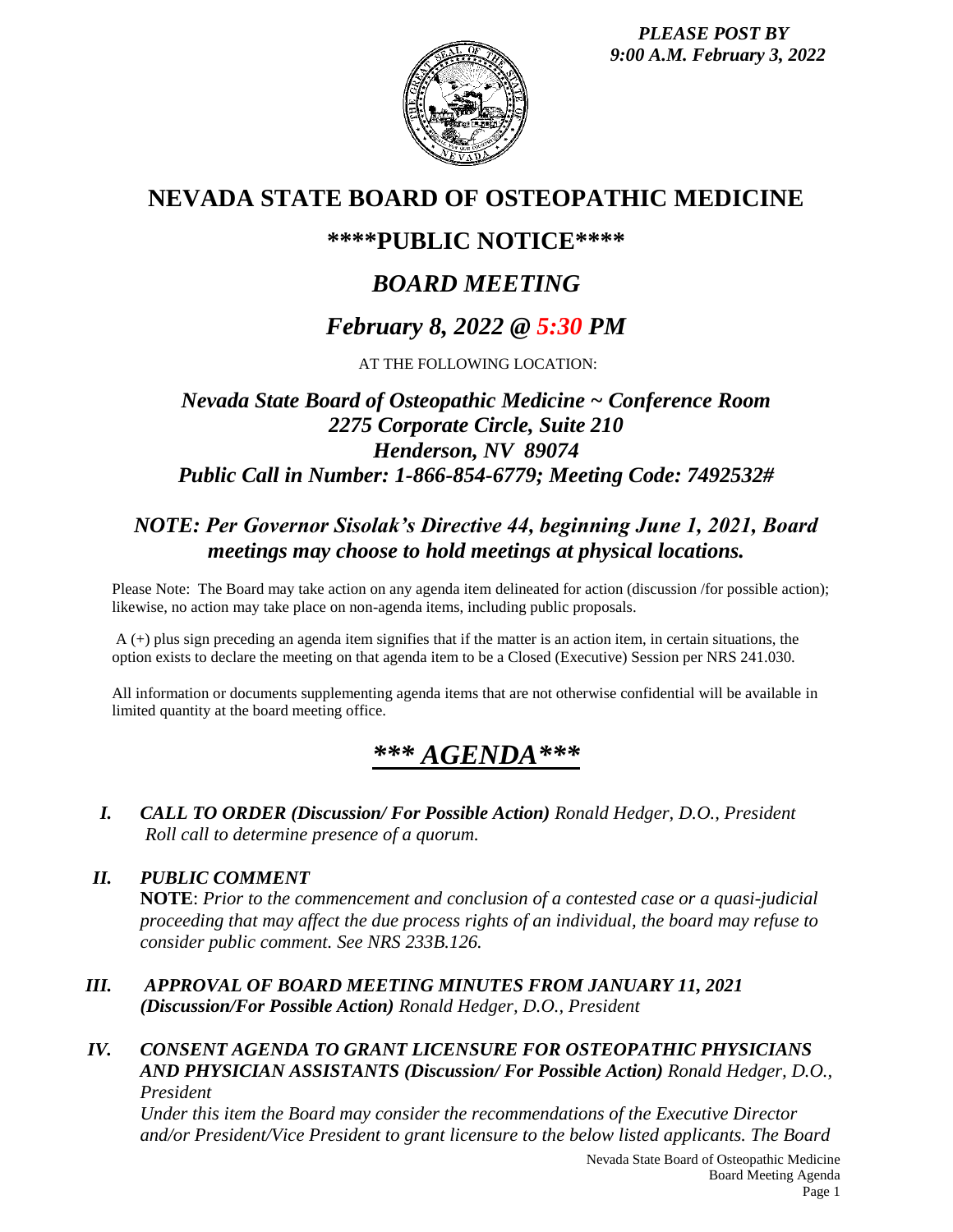*PLEASE POST BY*
*9:00 A.M. February 3, 2022*

# NEVADA STATE BOARD OF OSTEOPATHIC MEDICINE

## \*\*\*\*PUBLIC NOTICE\*\*\*\*

## *BOARD MEETING*

## *February 8, 2022 @ 5:30 PM*

AT THE FOLLOWING LOCATION:

### *Nevada State Board of Osteopathic Medicine ~ Conference Room*
### *2275 Corporate Circle, Suite 210*
### *Henderson, NV 89074*
### *Public Call in Number: 1-866-854-6779; Meeting Code: 7492532#*

### *NOTE: Per Governor Sisolak's Directive 44, beginning June 1, 2021, Board meetings may choose to hold meetings at physical locations.*

Please Note: The Board may take action on any agenda item delineated for action (discussion /for possible action); likewise, no action may take place on non-agenda items, including public proposals.

A (+) plus sign preceding an agenda item signifies that if the matter is an action item, in certain situations, the option exists to declare the meeting on that agenda item to be a Closed (Executive) Session per NRS 241.030.

All information or documents supplementing agenda items that are not otherwise confidential will be available in limited quantity at the board meeting office.

# *\*\*\* AGENDA\*\*\**

I. ***CALL TO ORDER (Discussion/ For Possible Action)*** *Ronald Hedger, D.O., President*
   *Roll call to determine presence of a quorum.*

II. ***PUBLIC COMMENT***
   **NOTE**: *Prior to the commencement and conclusion of a contested case or a quasi-judicial proceeding that may affect the due process rights of an individual, the board may refuse to consider public comment. See NRS 233B.126.*

III. ***APPROVAL OF BOARD MEETING MINUTES FROM JANUARY 11, 2021 (Discussion/For Possible Action)*** *Ronald Hedger, D.O., President*

IV. ***CONSENT AGENDA TO GRANT LICENSURE FOR OSTEOPATHIC PHYSICIANS AND PHYSICIAN ASSISTANTS (Discussion/ For Possible Action)*** *Ronald Hedger, D.O., President*
   *Under this item the Board may consider the recommendations of the Executive Director and/or President/Vice President to grant licensure to the below listed applicants. The Board*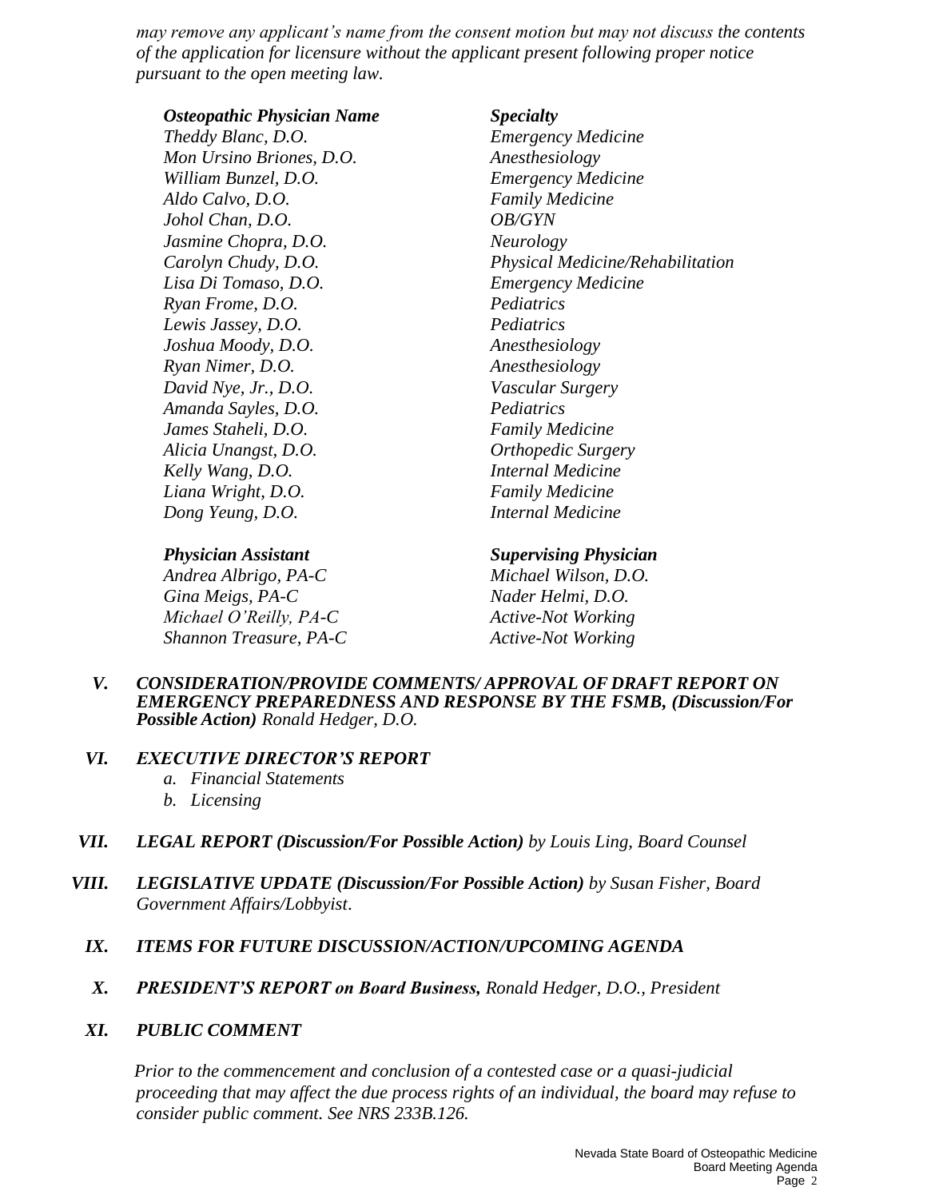*may remove any applicant's name from the consent motion but may not discuss the contents of the application for licensure without the applicant present following proper notice pursuant to the open meeting law.*

| ***Osteopathic Physician Name*** | ***Specialty*** |
|---|---|
| *Theddy Blanc, D.O.* | *Emergency Medicine* |
| *Mon Ursino Briones, D.O.* | *Anesthesiology* |
| *William Bunzel, D.O.* | *Emergency Medicine* |
| *Aldo Calvo, D.O.* | *Family Medicine* |
| *Johol Chan, D.O.* | *OB/GYN* |
| *Jasmine Chopra, D.O.* | *Neurology* |
| *Carolyn Chudy, D.O.* | *Physical Medicine/Rehabilitation* |
| *Lisa Di Tomaso, D.O.* | *Emergency Medicine* |
| *Ryan Frome, D.O.* | *Pediatrics* |
| *Lewis Jassey, D.O.* | *Pediatrics* |
| *Joshua Moody, D.O.* | *Anesthesiology* |
| *Ryan Nimer, D.O.* | *Anesthesiology* |
| *David Nye, Jr., D.O.* | *Vascular Surgery* |
| *Amanda Sayles, D.O.* | *Pediatrics* |
| *James Staheli, D.O.* | *Family Medicine* |
| *Alicia Unangst, D.O.* | *Orthopedic Surgery* |
| *Kelly Wang, D.O.* | *Internal Medicine* |
| *Liana Wright, D.O.* | *Family Medicine* |
| *Dong Yeung, D.O.* | *Internal Medicine* |

| ***Physician Assistant*** | ***Supervising Physician*** |
|---|---|
| *Andrea Albrigo, PA-C* | *Michael Wilson, D.O.* |
| *Gina Meigs, PA-C* | *Nader Helmi, D.O.* |
| *Michael O'Reilly, PA-C* | *Active-Not Working* |
| *Shannon Treasure, PA-C* | *Active-Not Working* |

***V. CONSIDERATION/PROVIDE COMMENTS/ APPROVAL OF DRAFT REPORT ON EMERGENCY PREPAREDNESS AND RESPONSE BY THE FSMB, (Discussion/For Possible Action)*** *Ronald Hedger, D.O.*

***VI. EXECUTIVE DIRECTOR'S REPORT***

*a. Financial Statements*
*b. Licensing*

***VII. LEGAL REPORT (Discussion/For Possible Action)*** *by Louis Ling, Board Counsel*

***VIII. LEGISLATIVE UPDATE (Discussion/For Possible Action)*** *by Susan Fisher, Board Government Affairs/Lobbyist.*

***IX. ITEMS FOR FUTURE DISCUSSION/ACTION/UPCOMING AGENDA***

***X. PRESIDENT'S REPORT on Board Business,*** *Ronald Hedger, D.O., President*

***XI. PUBLIC COMMENT***

*Prior to the commencement and conclusion of a contested case or a quasi-judicial proceeding that may affect the due process rights of an individual, the board may refuse to consider public comment. See NRS 233B.126.*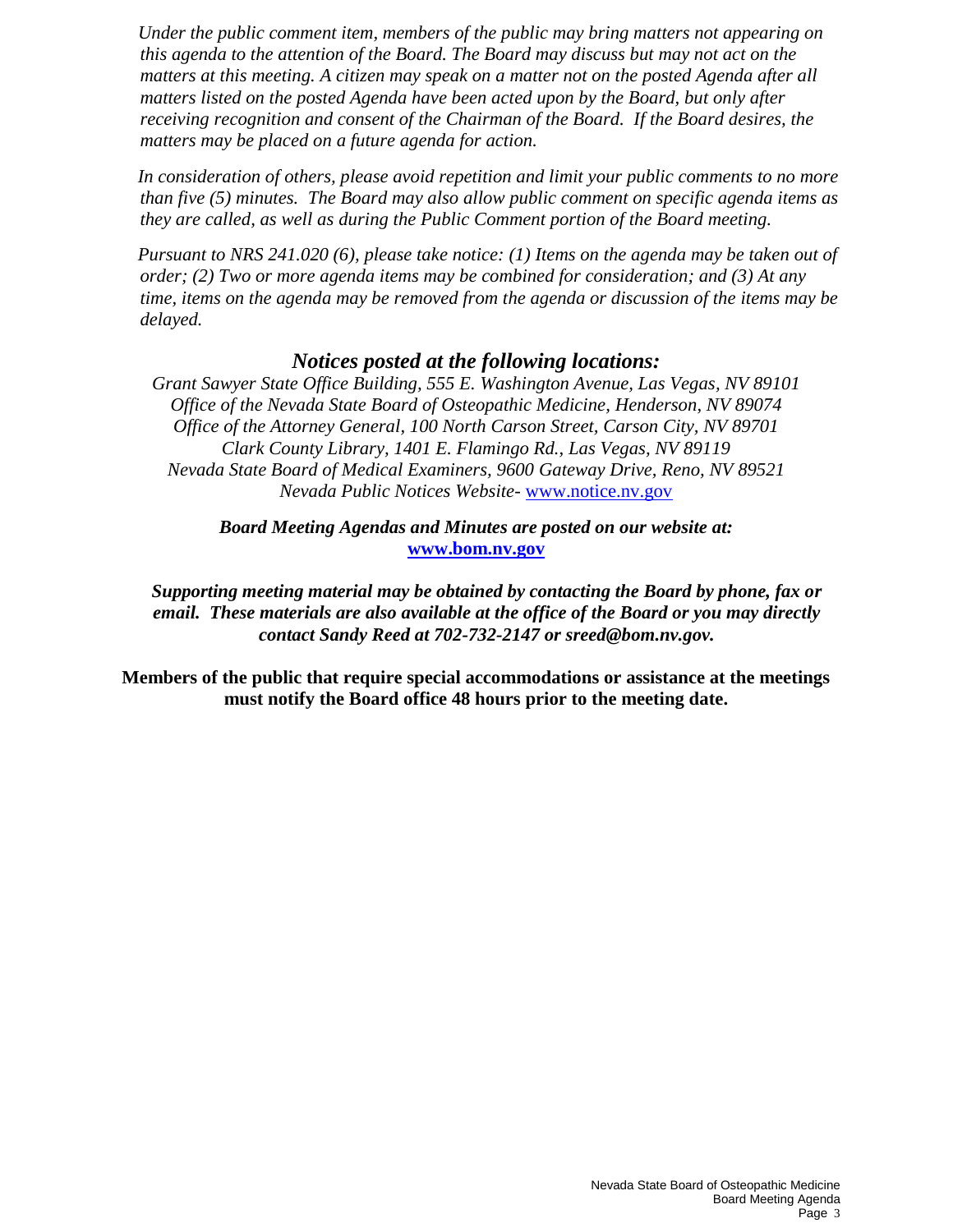*Under the public comment item, members of the public may bring matters not appearing on this agenda to the attention of the Board. The Board may discuss but may not act on the matters at this meeting. A citizen may speak on a matter not on the posted Agenda after all matters listed on the posted Agenda have been acted upon by the Board, but only after receiving recognition and consent of the Chairman of the Board. If the Board desires, the matters may be placed on a future agenda for action.*

*In consideration of others, please avoid repetition and limit your public comments to no more than five (5) minutes. The Board may also allow public comment on specific agenda items as they are called, as well as during the Public Comment portion of the Board meeting.*

*Pursuant to NRS 241.020 (6), please take notice: (1) Items on the agenda may be taken out of order; (2) Two or more agenda items may be combined for consideration; and (3) At any time, items on the agenda may be removed from the agenda or discussion of the items may be delayed.*

## *Notices posted at the following locations:*

*Grant Sawyer State Office Building, 555 E. Washington Avenue, Las Vegas, NV 89101*
*Office of the Nevada State Board of Osteopathic Medicine, Henderson, NV 89074*
*Office of the Attorney General, 100 North Carson Street, Carson City, NV 89701*
*Clark County Library, 1401 E. Flamingo Rd., Las Vegas, NV 89119*
*Nevada State Board of Medical Examiners, 9600 Gateway Drive, Reno, NV 89521*
*Nevada Public Notices Website-* www.notice.nv.gov

***Board Meeting Agendas and Minutes are posted on our website at:***
**www.bom.nv.gov**

***Supporting meeting material may be obtained by contacting the Board by phone, fax or email. These materials are also available at the office of the Board or you may directly contact Sandy Reed at 702-732-2147 or sreed@bom.nv.gov.***

**Members of the public that require special accommodations or assistance at the meetings must notify the Board office 48 hours prior to the meeting date.**